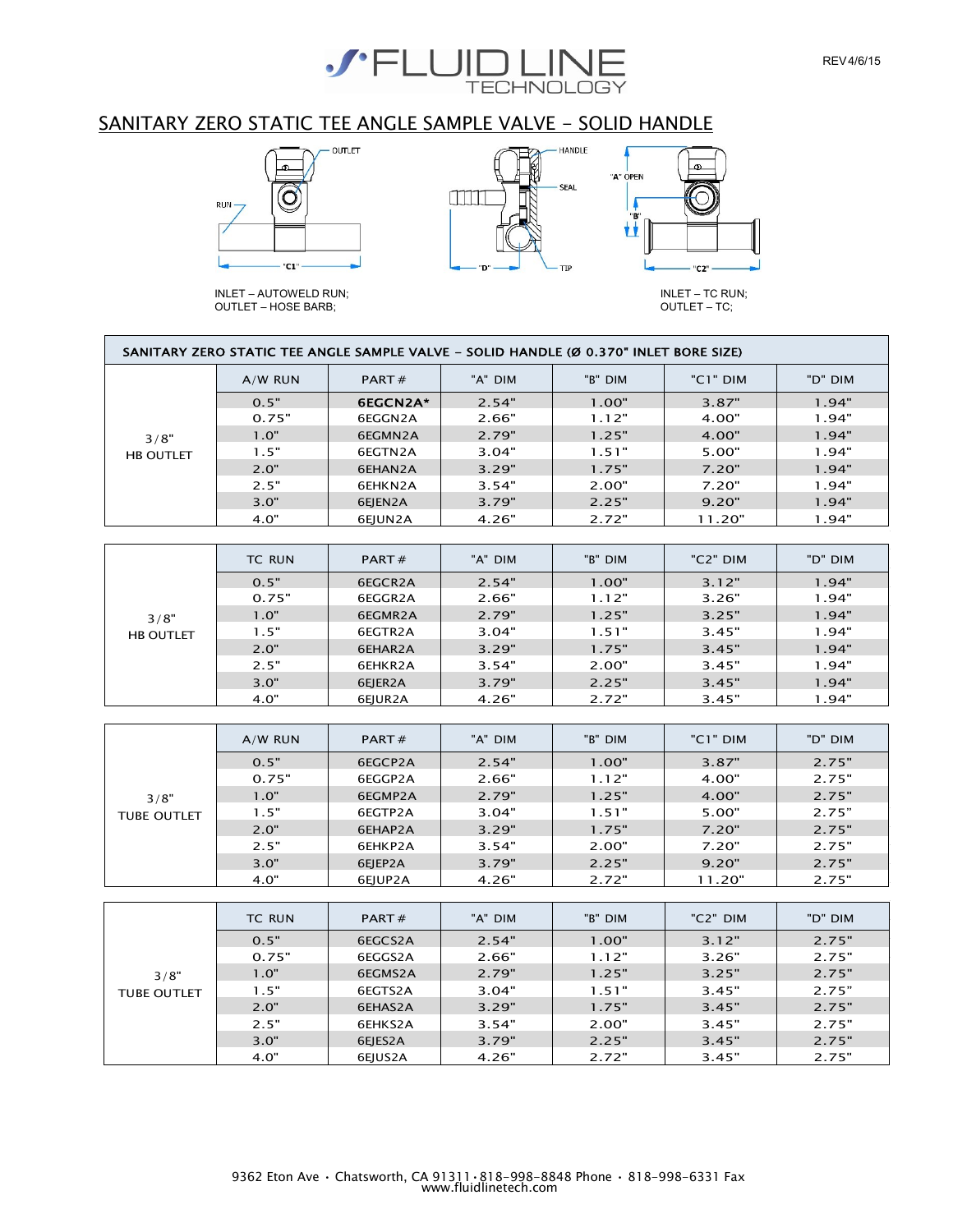# SANITARY ZERO STATIC TEE ANGLE SAMPLE VALVE - SOLID HANDLE

OUTLET
RUN
"C1"

HANDLE
SEAL
"D"
TIP

"A" OPEN
"B"
"C2"

INLET – AUTOWELD RUN;
OUTLET – HOSE BARB;

INLET – TC RUN;
OUTLET – TC;

**SANITARY ZERO STATIC TEE ANGLE SAMPLE VALVE - SOLID HANDLE (Ø 0.370" INLET BORE SIZE)**

| | A/W RUN | PART # | "A" DIM | "B" DIM | "C1" DIM | "D" DIM |
|---|---|---|---|---|---|---|
| 3/8" HB OUTLET | 0.5" | **6EGCN2A*** | 2.54" | 1.00" | 3.87" | 1.94" |
| | 0.75" | 6EGGN2A | 2.66" | 1.12" | 4.00" | 1.94" |
| | 1.0" | 6EGMN2A | 2.79" | 1.25" | 4.00" | 1.94" |
| | 1.5" | 6EGTN2A | 3.04" | 1.51" | 5.00" | 1.94" |
| | 2.0" | 6EHAN2A | 3.29" | 1.75" | 7.20" | 1.94" |
| | 2.5" | 6EHKN2A | 3.54" | 2.00" | 7.20" | 1.94" |
| | 3.0" | 6EJEN2A | 3.79" | 2.25" | 9.20" | 1.94" |
| | 4.0" | 6EJUN2A | 4.26" | 2.72" | 11.20" | 1.94" |

| | TC RUN | PART # | "A" DIM | "B" DIM | "C2" DIM | "D" DIM |
|---|---|---|---|---|---|---|
| 3/8" HB OUTLET | 0.5" | 6EGCR2A | 2.54" | 1.00" | 3.12" | 1.94" |
| | 0.75" | 6EGGR2A | 2.66" | 1.12" | 3.26" | 1.94" |
| | 1.0" | 6EGMR2A | 2.79" | 1.25" | 3.25" | 1.94" |
| | 1.5" | 6EGTR2A | 3.04" | 1.51" | 3.45" | 1.94" |
| | 2.0" | 6EHAR2A | 3.29" | 1.75" | 3.45" | 1.94" |
| | 2.5" | 6EHKR2A | 3.54" | 2.00" | 3.45" | 1.94" |
| | 3.0" | 6EJER2A | 3.79" | 2.25" | 3.45" | 1.94" |
| | 4.0" | 6EJUR2A | 4.26" | 2.72" | 3.45" | 1.94" |

| | A/W RUN | PART # | "A" DIM | "B" DIM | "C1" DIM | "D" DIM |
|---|---|---|---|---|---|---|
| 3/8" TUBE OUTLET | 0.5" | 6EGCP2A | 2.54" | 1.00" | 3.87" | 2.75" |
| | 0.75" | 6EGGP2A | 2.66" | 1.12" | 4.00" | 2.75" |
| | 1.0" | 6EGMP2A | 2.79" | 1.25" | 4.00" | 2.75" |
| | 1.5" | 6EGTP2A | 3.04" | 1.51" | 5.00" | 2.75" |
| | 2.0" | 6EHAP2A | 3.29" | 1.75" | 7.20" | 2.75" |
| | 2.5" | 6EHKP2A | 3.54" | 2.00" | 7.20" | 2.75" |
| | 3.0" | 6EJEP2A | 3.79" | 2.25" | 9.20" | 2.75" |
| | 4.0" | 6EJUP2A | 4.26" | 2.72" | 11.20" | 2.75" |

| | TC RUN | PART # | "A" DIM | "B" DIM | "C2" DIM | "D" DIM |
|---|---|---|---|---|---|---|
| 3/8" TUBE OUTLET | 0.5" | 6EGCS2A | 2.54" | 1.00" | 3.12" | 2.75" |
| | 0.75" | 6EGGS2A | 2.66" | 1.12" | 3.26" | 2.75" |
| | 1.0" | 6EGMS2A | 2.79" | 1.25" | 3.25" | 2.75" |
| | 1.5" | 6EGTS2A | 3.04" | 1.51" | 3.45" | 2.75" |
| | 2.0" | 6EHAS2A | 3.29" | 1.75" | 3.45" | 2.75" |
| | 2.5" | 6EHKS2A | 3.54" | 2.00" | 3.45" | 2.75" |
| | 3.0" | 6EJES2A | 3.79" | 2.25" | 3.45" | 2.75" |
| | 4.0" | 6EJUS2A | 4.26" | 2.72" | 3.45" | 2.75" |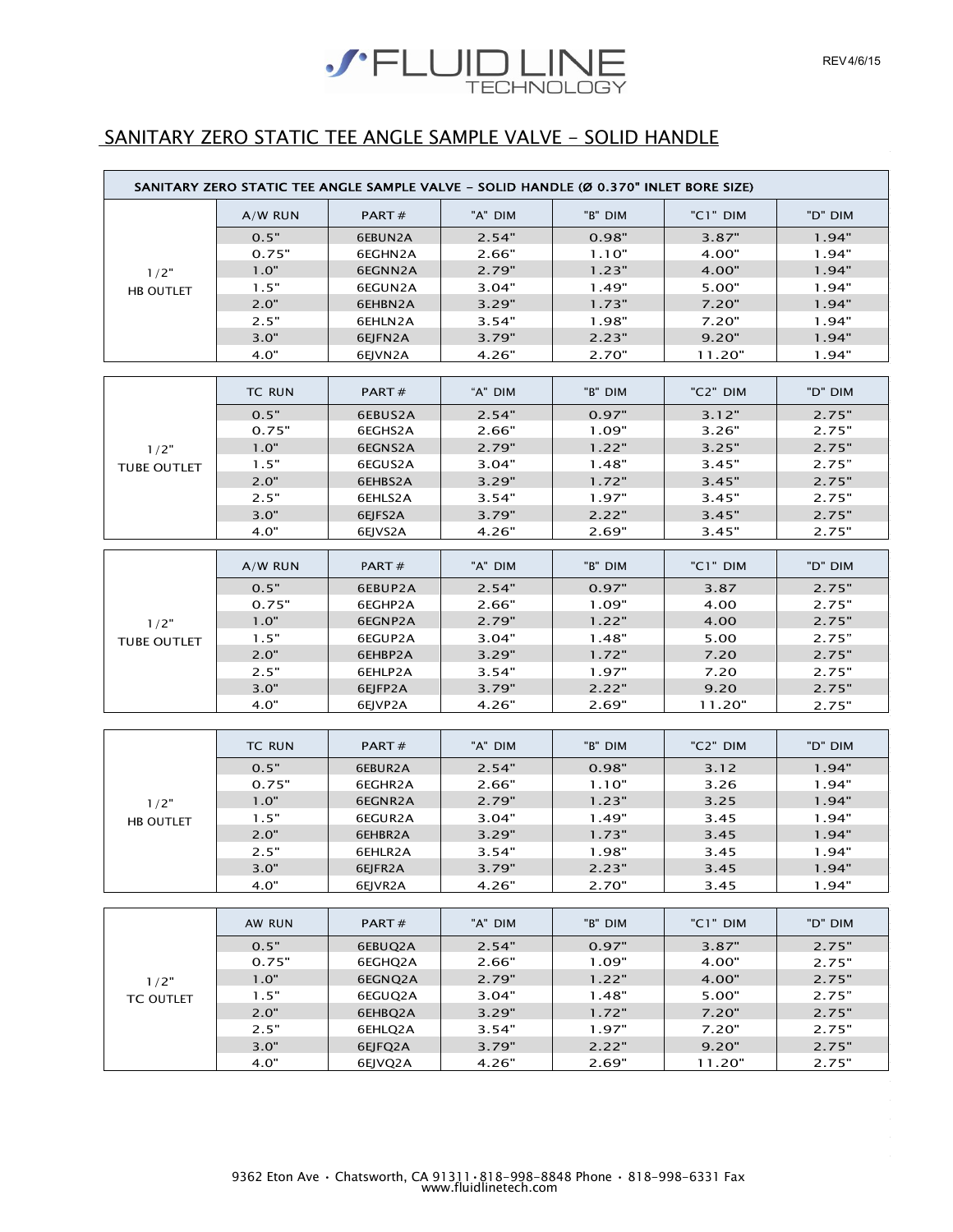## SANITARY ZERO STATIC TEE ANGLE SAMPLE VALVE - SOLID HANDLE

**SANITARY ZERO STATIC TEE ANGLE SAMPLE VALVE – SOLID HANDLE (Ø 0.370" INLET BORE SIZE)**

| | A/W RUN | PART # | "A" DIM | "B" DIM | "C1" DIM | "D" DIM |
|---|---|---|---|---|---|---|
| 1/2" HB OUTLET | 0.5" | 6EBUN2A | 2.54" | 0.98" | 3.87" | 1.94" |
| | 0.75" | 6EGHN2A | 2.66" | 1.10" | 4.00" | 1.94" |
| | 1.0" | 6EGNN2A | 2.79" | 1.23" | 4.00" | 1.94" |
| | 1.5" | 6EGUN2A | 3.04" | 1.49" | 5.00" | 1.94" |
| | 2.0" | 6EHBN2A | 3.29" | 1.73" | 7.20" | 1.94" |
| | 2.5" | 6EHLN2A | 3.54" | 1.98" | 7.20" | 1.94" |
| | 3.0" | 6EJFN2A | 3.79" | 2.23" | 9.20" | 1.94" |
| | 4.0" | 6EJVN2A | 4.26" | 2.70" | 11.20" | 1.94" |

| | TC RUN | PART # | "A" DIM | "B" DIM | "C2" DIM | "D" DIM |
|---|---|---|---|---|---|---|
| 1/2" TUBE OUTLET | 0.5" | 6EBUS2A | 2.54" | 0.97" | 3.12" | 2.75" |
| | 0.75" | 6EGHS2A | 2.66" | 1.09" | 3.26" | 2.75" |
| | 1.0" | 6EGNS2A | 2.79" | 1.22" | 3.25" | 2.75" |
| | 1.5" | 6EGUS2A | 3.04" | 1.48" | 3.45" | 2.75" |
| | 2.0" | 6EHBS2A | 3.29" | 1.72" | 3.45" | 2.75" |
| | 2.5" | 6EHLS2A | 3.54" | 1.97" | 3.45" | 2.75" |
| | 3.0" | 6EJFS2A | 3.79" | 2.22" | 3.45" | 2.75" |
| | 4.0" | 6EJVS2A | 4.26" | 2.69" | 3.45" | 2.75" |

| | A/W RUN | PART # | "A" DIM | "B" DIM | "C1" DIM | "D" DIM |
|---|---|---|---|---|---|---|
| 1/2" TUBE OUTLET | 0.5" | 6EBUP2A | 2.54" | 0.97" | 3.87 | 2.75" |
| | 0.75" | 6EGHP2A | 2.66" | 1.09" | 4.00 | 2.75" |
| | 1.0" | 6EGNP2A | 2.79" | 1.22" | 4.00 | 2.75" |
| | 1.5" | 6EGUP2A | 3.04" | 1.48" | 5.00 | 2.75" |
| | 2.0" | 6EHBP2A | 3.29" | 1.72" | 7.20 | 2.75" |
| | 2.5" | 6EHLP2A | 3.54" | 1.97" | 7.20 | 2.75" |
| | 3.0" | 6EJFP2A | 3.79" | 2.22" | 9.20 | 2.75" |
| | 4.0" | 6EJVP2A | 4.26" | 2.69" | 11.20" | 2.75" |

| | TC RUN | PART # | "A" DIM | "B" DIM | "C2" DIM | "D" DIM |
|---|---|---|---|---|---|---|
| 1/2" HB OUTLET | 0.5" | 6EBUR2A | 2.54" | 0.98" | 3.12 | 1.94" |
| | 0.75" | 6EGHR2A | 2.66" | 1.10" | 3.26 | 1.94" |
| | 1.0" | 6EGNR2A | 2.79" | 1.23" | 3.25 | 1.94" |
| | 1.5" | 6EGUR2A | 3.04" | 1.49" | 3.45 | 1.94" |
| | 2.0" | 6EHBR2A | 3.29" | 1.73" | 3.45 | 1.94" |
| | 2.5" | 6EHLR2A | 3.54" | 1.98" | 3.45 | 1.94" |
| | 3.0" | 6EJFR2A | 3.79" | 2.23" | 3.45 | 1.94" |
| | 4.0" | 6EJVR2A | 4.26" | 2.70" | 3.45 | 1.94" |

| | AW RUN | PART # | "A" DIM | "B" DIM | "C1" DIM | "D" DIM |
|---|---|---|---|---|---|---|
| 1/2" TC OUTLET | 0.5" | 6EBUQ2A | 2.54" | 0.97" | 3.87" | 2.75" |
| | 0.75" | 6EGHQ2A | 2.66" | 1.09" | 4.00" | 2.75" |
| | 1.0" | 6EGNQ2A | 2.79" | 1.22" | 4.00" | 2.75" |
| | 1.5" | 6EGUQ2A | 3.04" | 1.48" | 5.00" | 2.75" |
| | 2.0" | 6EHBQ2A | 3.29" | 1.72" | 7.20" | 2.75" |
| | 2.5" | 6EHLQ2A | 3.54" | 1.97" | 7.20" | 2.75" |
| | 3.0" | 6EJFQ2A | 3.79" | 2.22" | 9.20" | 2.75" |
| | 4.0" | 6EJVQ2A | 4.26" | 2.69" | 11.20" | 2.75" |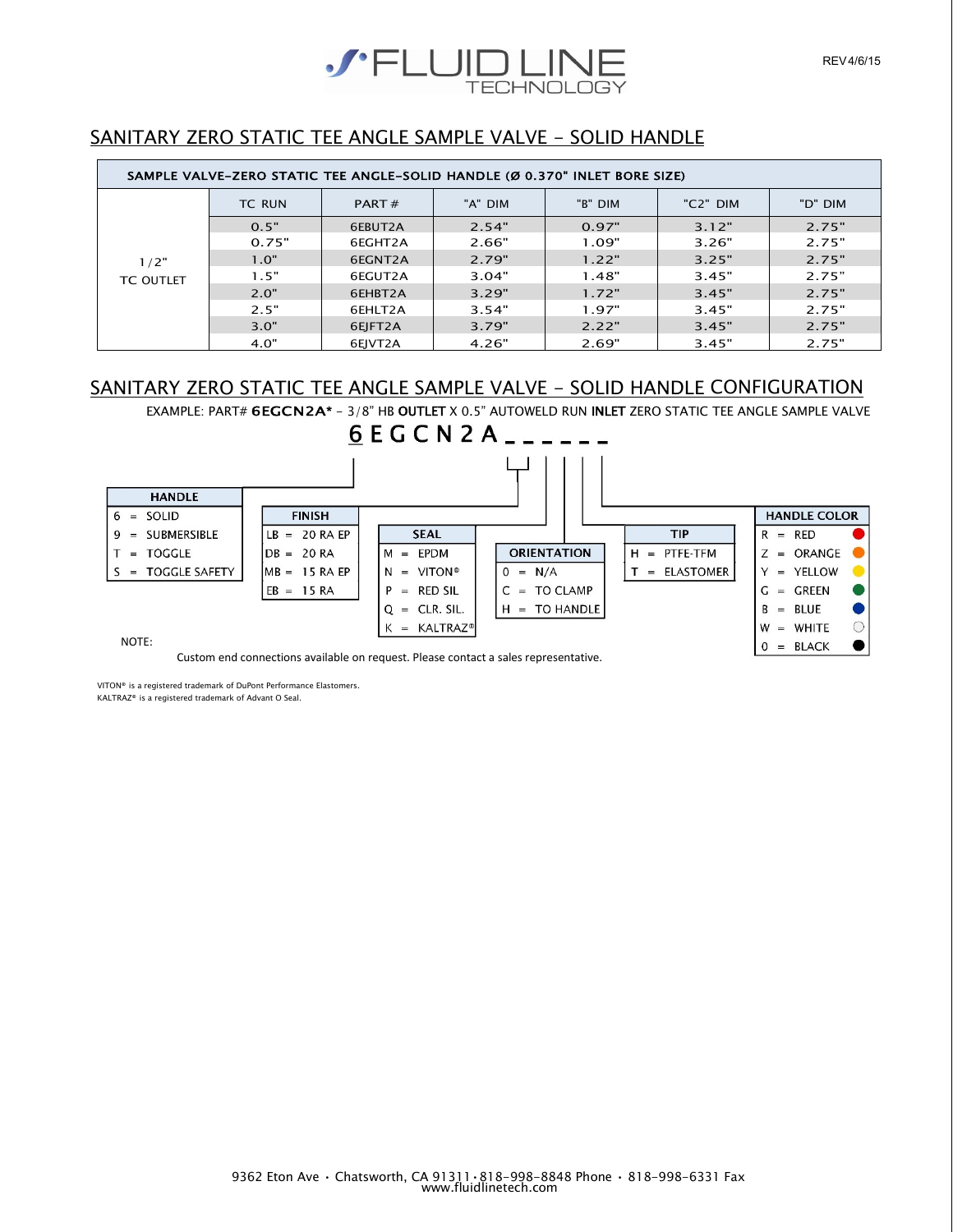## SANITARY ZERO STATIC TEE ANGLE SAMPLE VALVE – SOLID HANDLE

| SAMPLE VALVE-ZERO STATIC TEE ANGLE-SOLID HANDLE (Ø 0.370" INLET BORE SIZE) | | | | | | |
|---|---|---|---|---|---|---|
| | TC RUN | PART # | "A" DIM | "B" DIM | "C2" DIM | "D" DIM |
| 1/2" TC OUTLET | 0.5" | 6EBUT2A | 2.54" | 0.97" | 3.12" | 2.75" |
| | 0.75" | 6EGHT2A | 2.66" | 1.09" | 3.26" | 2.75" |
| | 1.0" | 6EGNT2A | 2.79" | 1.22" | 3.25" | 2.75" |
| | 1.5" | 6EGUT2A | 3.04" | 1.48" | 3.45" | 2.75" |
| | 2.0" | 6EHBT2A | 3.29" | 1.72" | 3.45" | 2.75" |
| | 2.5" | 6EHLT2A | 3.54" | 1.97" | 3.45" | 2.75" |
| | 3.0" | 6EJFT2A | 3.79" | 2.22" | 3.45" | 2.75" |
| | 4.0" | 6EJVT2A | 4.26" | 2.69" | 3.45" | 2.75" |

## SANITARY ZERO STATIC TEE ANGLE SAMPLE VALVE – SOLID HANDLE CONFIGURATION

EXAMPLE: PART# **6EGCN2A*** – 3/8" HB **OUTLET** X 0.5" AUTOWELD RUN **INLET** ZERO STATIC TEE ANGLE SAMPLE VALVE

6 E G C N 2 A _ _ _ _ _ _

| HANDLE | |
|---|---|
| 6 | SOLID |
| 9 | SUBMERSIBLE |
| T | TOGGLE |
| S | TOGGLE SAFETY |

| FINISH | |
|---|---|
| LB | 20 RA EP |
| DB | 20 RA |
| MB | 15 RA EP |
| EB | 15 RA |

| SEAL | |
|---|---|
| M | EPDM |
| N | VITON® |
| P | RED SIL |
| Q | CLR. SIL. |
| K | KALTRAZ® |

| ORIENTATION | |
|---|---|
| 0 | N/A |
| C | TO CLAMP |
| H | TO HANDLE |

| TIP | |
|---|---|
| H | PTFE-TFM |
| T | ELASTOMER |

| HANDLE COLOR | |
|---|---|
| R | RED |
| Z | ORANGE |
| Y | YELLOW |
| G | GREEN |
| B | BLUE |
| W | WHITE |
| 0 | BLACK |

NOTE:

Custom end connections available on request. Please contact a sales representative.

VITON® is a registered trademark of DuPont Performance Elastomers.
KALTRAZ® is a registered trademark of Advant O Seal.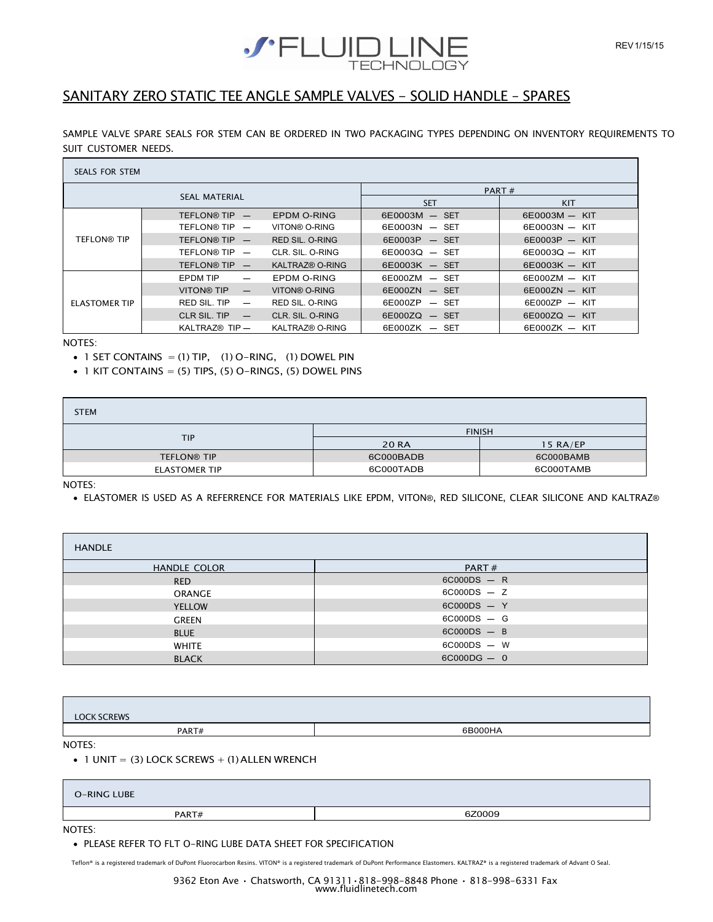FLUID LINE TECHNOLOGY

REV 1/15/15

# SANITARY ZERO STATIC TEE ANGLE SAMPLE VALVES – SOLID HANDLE – SPARES

SAMPLE VALVE SPARE SEALS FOR STEM CAN BE ORDERED IN TWO PACKAGING TYPES DEPENDING ON INVENTORY REQUIREMENTS TO SUIT CUSTOMER NEEDS.

**SEALS FOR STEM**

| SEAL MATERIAL | | | PART # | |
|---|---|---|---|---|
| | | | SET | KIT |
| TEFLON® TIP | TEFLON® TIP — | EPDM O-RING | 6E0003M — SET | 6E0003M — KIT |
| | TEFLON® TIP — | VITON® O-RING | 6E0003N — SET | 6E0003N — KIT |
| | TEFLON® TIP — | RED SIL. O-RING | 6E0003P — SET | 6E0003P — KIT |
| | TEFLON® TIP — | CLR. SIL. O-RING | 6E0003Q — SET | 6E0003Q — KIT |
| | TEFLON® TIP — | KALTRAZ® O-RING | 6E0003K — SET | 6E0003K — KIT |
| ELASTOMER TIP | EPDM TIP — | EPDM O-RING | 6E000ZM — SET | 6E000ZM — KIT |
| | VITON® TIP — | VITON® O-RING | 6E000ZN — SET | 6E000ZN — KIT |
| | RED SIL. TIP — | RED SIL. O-RING | 6E000ZP — SET | 6E000ZP — KIT |
| | CLR SIL. TIP — | CLR. SIL. O-RING | 6E000ZQ — SET | 6E000ZQ — KIT |
| | KALTRAZ® TIP — | KALTRAZ® O-RING | 6E000ZK — SET | 6E000ZK — KIT |

NOTES:

- 1 SET CONTAINS = (1) TIP, (1) O-RING, (1) DOWEL PIN
- 1 KIT CONTAINS = (5) TIPS, (5) O-RINGS, (5) DOWEL PINS

**STEM**

| TIP | FINISH | |
|---|---|---|
| | 20 RA | 15 RA/EP |
| TEFLON® TIP | 6C000BADB | 6C000BAMB |
| ELASTOMER TIP | 6C000TADB | 6C000TAMB |

NOTES:

- ELASTOMER IS USED AS A REFERRENCE FOR MATERIALS LIKE EPDM, VITON®, RED SILICONE, CLEAR SILICONE AND KALTRAZ®

**HANDLE**

| HANDLE COLOR | PART # |
|---|---|
| RED | 6C000DS — R |
| ORANGE | 6C000DS — Z |
| YELLOW | 6C000DS — Y |
| GREEN | 6C000DS — G |
| BLUE | 6C000DS — B |
| WHITE | 6C000DS — W |
| BLACK | 6C000DG — 0 |

**LOCK SCREWS**

| | |
|---|---|
| PART# | 6B000HA |

NOTES:

- 1 UNIT = (3) LOCK SCREWS + (1) ALLEN WRENCH

**O-RING LUBE**

| | |
|---|---|
| PART# | 6Z0009 |

NOTES:

- PLEASE REFER TO FLT O-RING LUBE DATA SHEET FOR SPECIFICATION

Teflon® is a registered trademark of DuPont Fluorocarbon Resins. VITON® is a registered trademark of DuPont Performance Elastomers. KALTRAZ® is a registered trademark of Advant O Seal.

9362 Eton Ave • Chatsworth, CA 91311 • 818-998-8848 Phone • 818-998-6331 Fax
www.fluidlinetech.com